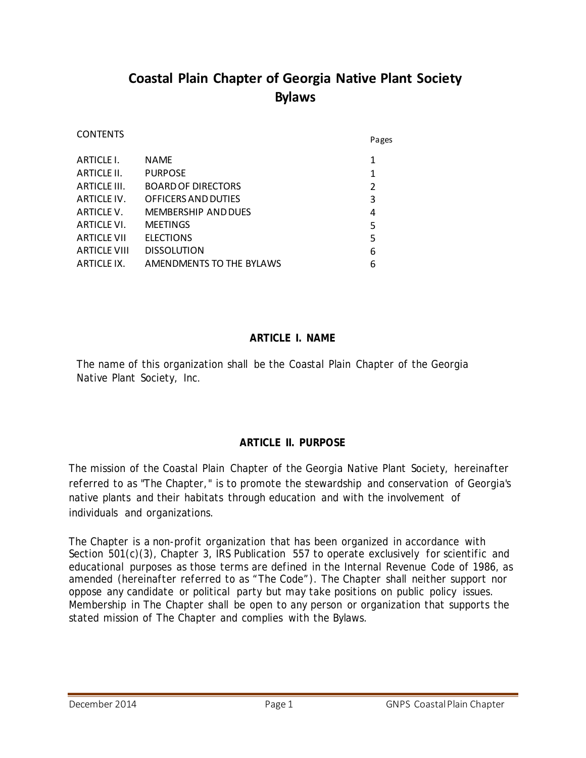# Coastal Plain Chapter of Georgia Native Plant Society Bylaws

CONTENTS

| | | Pages |
|---|---|---|
| ARTICLE I. | NAME | 1 |
| ARTICLE II. | PURPOSE | 1 |
| ARTICLE III. | BOARD OF DIRECTORS | 2 |
| ARTICLE IV. | OFFICERS AND DUTIES | 3 |
| ARTICLE V. | MEMBERSHIP AND DUES | 4 |
| ARTICLE VI. | MEETINGS | 5 |
| ARTICLE VII | ELECTIONS | 5 |
| ARTICLE VIII | DISSOLUTION | 6 |
| ARTICLE IX. | AMENDMENTS TO THE BYLAWS | 6 |

## ARTICLE I. NAME

The name of this organization shall be the Coastal Plain Chapter of the Georgia Native Plant Society, Inc.

## ARTICLE II. PURPOSE

The mission of the Coastal Plain Chapter of the Georgia Native Plant Society, hereinafter referred to as "The Chapter," is to promote the stewardship and conservation of Georgia's native plants and their habitats through education and with the involvement of individuals and organizations.

The Chapter is a non-profit organization that has been organized in accordance with Section 501(c)(3), Chapter 3, IRS Publication 557 to operate exclusively for scientific and educational purposes as those terms are defined in the Internal Revenue Code of 1986, as amended (hereinafter referred to as "The Code"). The Chapter shall neither support nor oppose any candidate or political party but may take positions on public policy issues. Membership in The Chapter shall be open to any person or organization that supports the stated mission of The Chapter and complies with the Bylaws.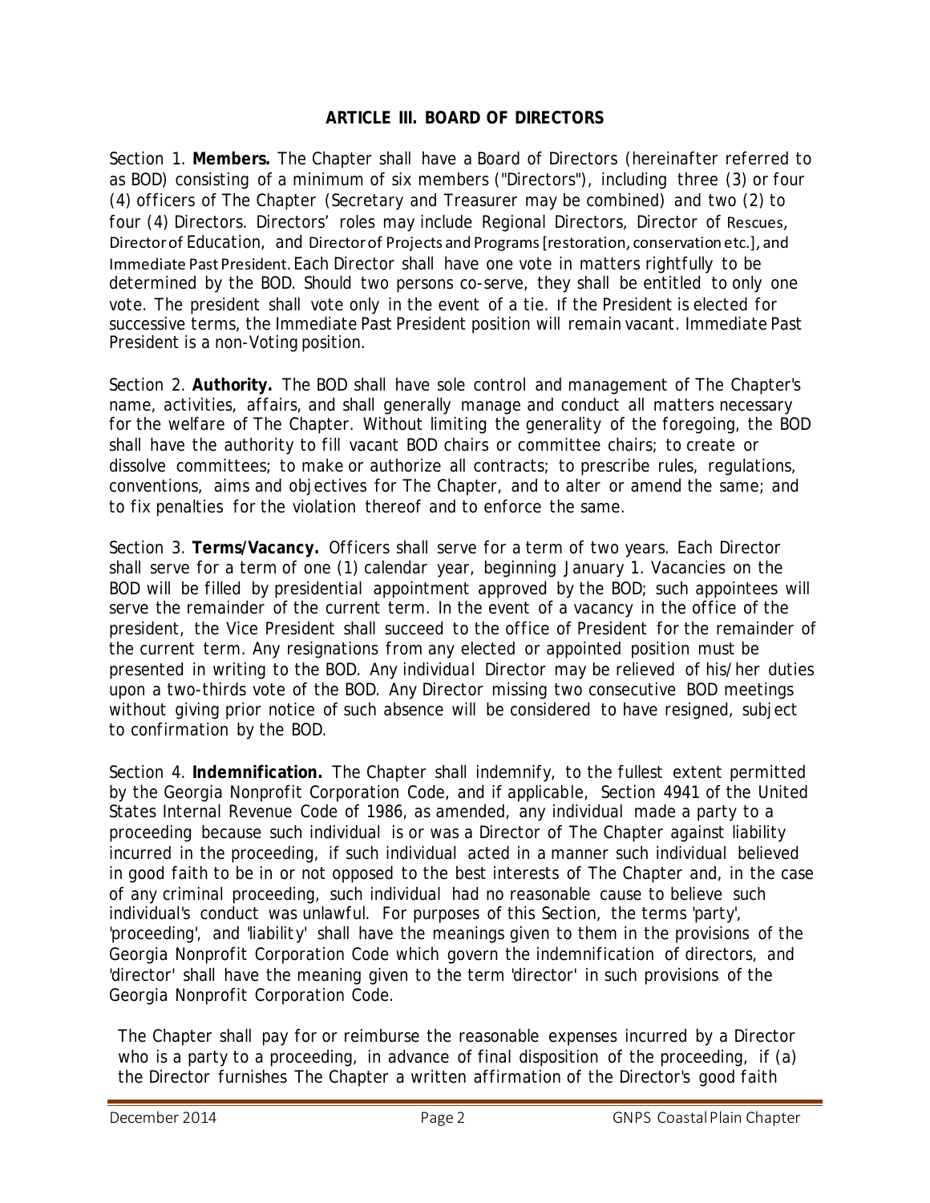## ARTICLE III. BOARD OF DIRECTORS

Section 1. **Members.** The Chapter shall have a Board of Directors (hereinafter referred to as BOD) consisting of a minimum of six members ("Directors"), including three (3) or four (4) officers of The Chapter (Secretary and Treasurer may be combined) and two (2) to four (4) Directors. Directors' roles may include Regional Directors, Director of Rescues, Director of Education, and Director of Projects and Programs [restoration, conservation etc.], and Immediate Past President. Each Director shall have one vote in matters rightfully to be determined by the BOD. Should two persons co-serve, they shall be entitled to only one vote. The president shall vote only in the event of a tie. If the President is elected for successive terms, the Immediate Past President position will remain vacant. Immediate Past President is a non-Voting position.

Section 2. **Authority.** The BOD shall have sole control and management of The Chapter's name, activities, affairs, and shall generally manage and conduct all matters necessary for the welfare of The Chapter. Without limiting the generality of the foregoing, the BOD shall have the authority to fill vacant BOD chairs or committee chairs; to create or dissolve committees; to make or authorize all contracts; to prescribe rules, regulations, conventions, aims and objectives for The Chapter, and to alter or amend the same; and to fix penalties for the violation thereof and to enforce the same.

Section 3. **Terms/Vacancy.** Officers shall serve for a term of two years. Each Director shall serve for a term of one (1) calendar year, beginning January 1. Vacancies on the BOD will be filled by presidential appointment approved by the BOD; such appointees will serve the remainder of the current term. In the event of a vacancy in the office of the president, the Vice President shall succeed to the office of President for the remainder of the current term. Any resignations from any elected or appointed position must be presented in writing to the BOD. Any individual Director may be relieved of his/her duties upon a two-thirds vote of the BOD. Any Director missing two consecutive BOD meetings without giving prior notice of such absence will be considered to have resigned, subject to confirmation by the BOD.

Section 4. **Indemnification.** The Chapter shall indemnify, to the fullest extent permitted by the Georgia Nonprofit Corporation Code, and if applicable, Section 4941 of the United States Internal Revenue Code of 1986, as amended, any individual made a party to a proceeding because such individual is or was a Director of The Chapter against liability incurred in the proceeding, if such individual acted in a manner such individual believed in good faith to be in or not opposed to the best interests of The Chapter and, in the case of any criminal proceeding, such individual had no reasonable cause to believe such individual's conduct was unlawful. For purposes of this Section, the terms 'party', 'proceeding', and 'liability' shall have the meanings given to them in the provisions of the Georgia Nonprofit Corporation Code which govern the indemnification of directors, and 'director' shall have the meaning given to the term 'director' in such provisions of the Georgia Nonprofit Corporation Code.

The Chapter shall pay for or reimburse the reasonable expenses incurred by a Director who is a party to a proceeding, in advance of final disposition of the proceeding, if (a) the Director furnishes The Chapter a written affirmation of the Director's good faith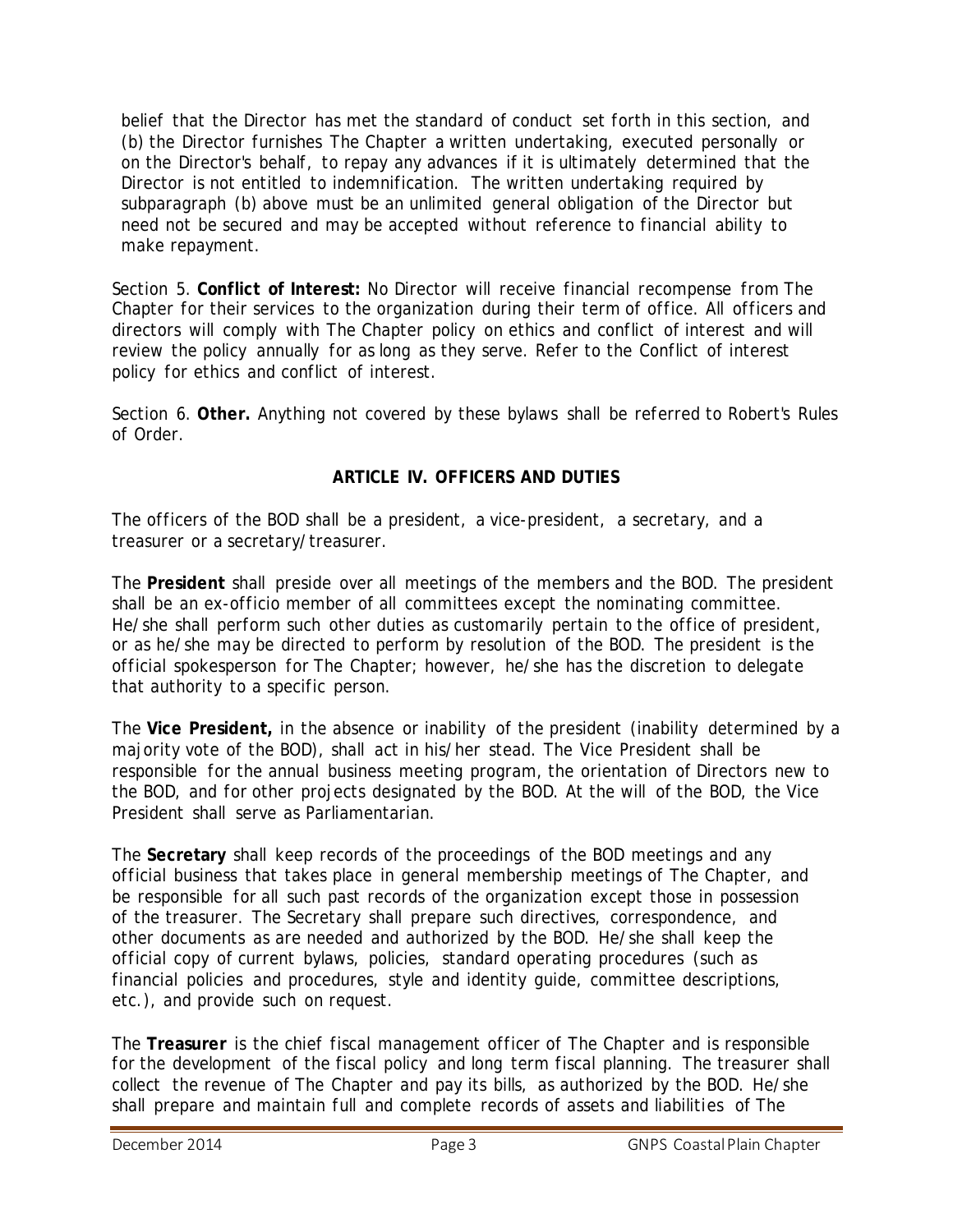belief that the Director has met the standard of conduct set forth in this section, and (b) the Director furnishes The Chapter a written undertaking, executed personally or on the Director's behalf, to repay any advances if it is ultimately determined that the Director is not entitled to indemnification. The written undertaking required by subparagraph (b) above must be an unlimited general obligation of the Director but need not be secured and may be accepted without reference to financial ability to make repayment.

Section 5. **Conflict of Interest:** No Director will receive financial recompense from The Chapter for their services to the organization during their term of office. All officers and directors will comply with The Chapter policy on ethics and conflict of interest and will review the policy annually for as long as they serve. Refer to the Conflict of interest policy for ethics and conflict of interest.

Section 6. **Other.** Anything not covered by these bylaws shall be referred to Robert's Rules of Order.

## ARTICLE IV. OFFICERS AND DUTIES

The officers of the BOD shall be a president, a vice-president, a secretary, and a treasurer or a secretary/treasurer.

The **President** shall preside over all meetings of the members and the BOD. The president shall be an ex-officio member of all committees except the nominating committee. He/she shall perform such other duties as customarily pertain to the office of president, or as he/she may be directed to perform by resolution of the BOD. The president is the official spokesperson for The Chapter; however, he/she has the discretion to delegate that authority to a specific person.

The **Vice President,** in the absence or inability of the president (inability determined by a majority vote of the BOD), shall act in his/her stead. The Vice President shall be responsible for the annual business meeting program, the orientation of Directors new to the BOD, and for other projects designated by the BOD. At the will of the BOD, the Vice President shall serve as Parliamentarian.

The **Secretary** shall keep records of the proceedings of the BOD meetings and any official business that takes place in general membership meetings of The Chapter, and be responsible for all such past records of the organization except those in possession of the treasurer. The Secretary shall prepare such directives, correspondence, and other documents as are needed and authorized by the BOD. He/she shall keep the official copy of current bylaws, policies, standard operating procedures (such as financial policies and procedures, style and identity guide, committee descriptions, etc.), and provide such on request.

The **Treasurer** is the chief fiscal management officer of The Chapter and is responsible for the development of the fiscal policy and long term fiscal planning. The treasurer shall collect the revenue of The Chapter and pay its bills, as authorized by the BOD. He/she shall prepare and maintain full and complete records of assets and liabilities of The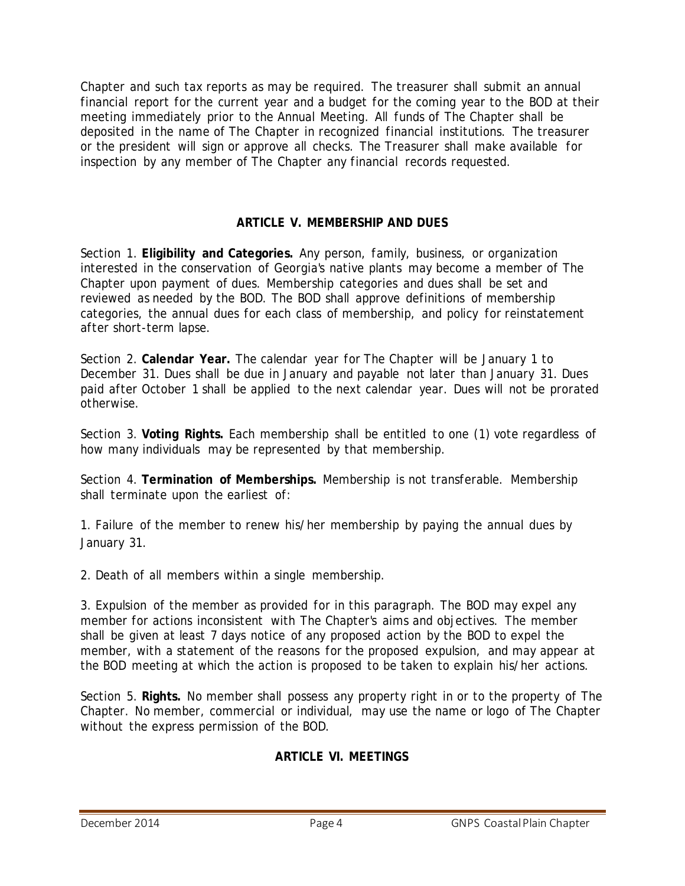Chapter and such tax reports as may be required. The treasurer shall submit an annual financial report for the current year and a budget for the coming year to the BOD at their meeting immediately prior to the Annual Meeting. All funds of The Chapter shall be deposited in the name of The Chapter in recognized financial institutions. The treasurer or the president will sign or approve all checks. The Treasurer shall make available for inspection by any member of The Chapter any financial records requested.

## ARTICLE V. MEMBERSHIP AND DUES

Section 1. **Eligibility and Categories.** Any person, family, business, or organization interested in the conservation of Georgia's native plants may become a member of The Chapter upon payment of dues. Membership categories and dues shall be set and reviewed as needed by the BOD. The BOD shall approve definitions of membership categories, the annual dues for each class of membership, and policy for reinstatement after short-term lapse.

Section 2. **Calendar Year.** The calendar year for The Chapter will be January 1 to December 31. Dues shall be due in January and payable not later than January 31. Dues paid after October 1 shall be applied to the next calendar year. Dues will not be prorated otherwise.

Section 3. **Voting Rights.** Each membership shall be entitled to one (1) vote regardless of how many individuals may be represented by that membership.

Section 4. **Termination of Memberships.** Membership is not transferable. Membership shall terminate upon the earliest of:

1. Failure of the member to renew his/her membership by paying the annual dues by January 31.

2. Death of all members within a single membership.

3. Expulsion of the member as provided for in this paragraph. The BOD may expel any member for actions inconsistent with The Chapter's aims and objectives. The member shall be given at least 7 days notice of any proposed action by the BOD to expel the member, with a statement of the reasons for the proposed expulsion, and may appear at the BOD meeting at which the action is proposed to be taken to explain his/her actions.

Section 5. **Rights.** No member shall possess any property right in or to the property of The Chapter. No member, commercial or individual, may use the name or logo of The Chapter without the express permission of the BOD.

## ARTICLE VI. MEETINGS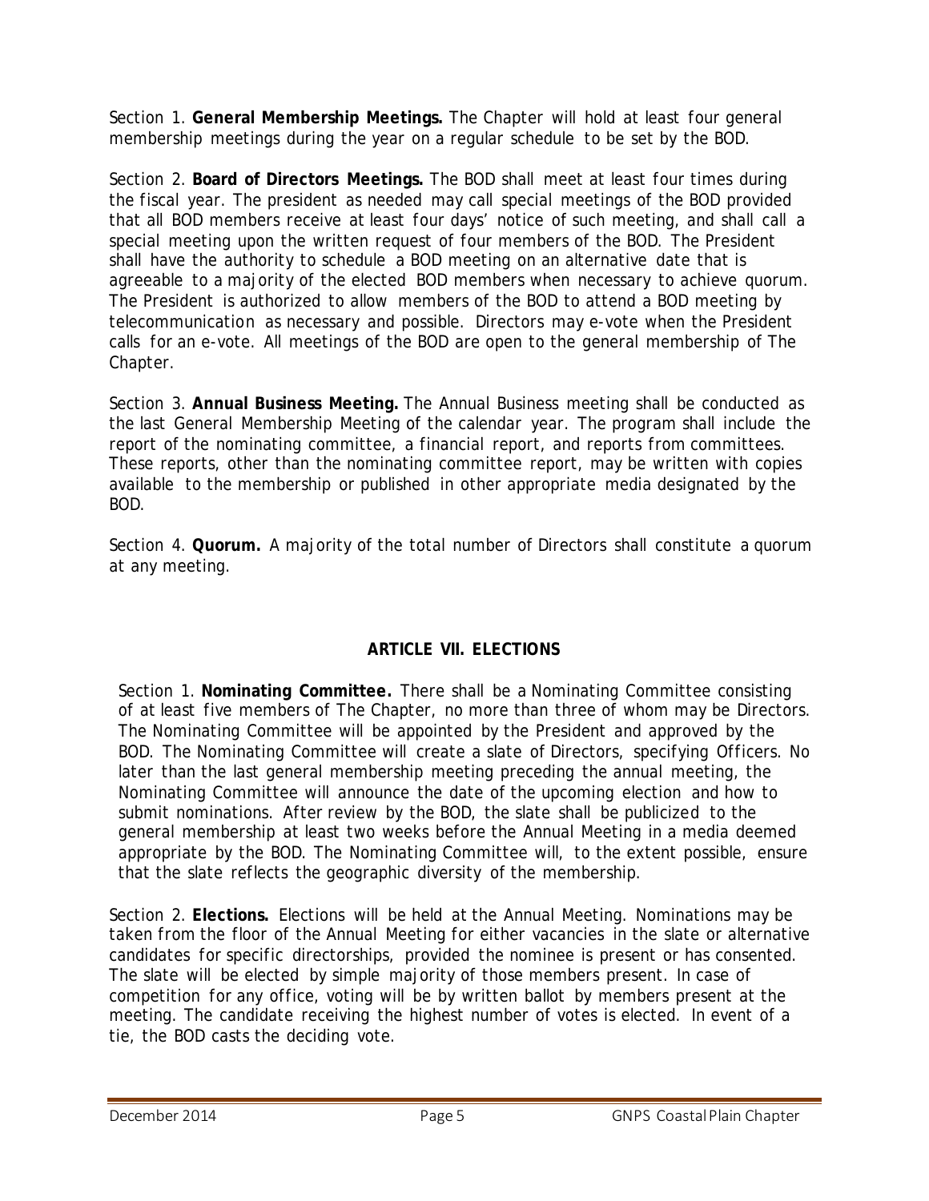Section 1. **General Membership Meetings.** The Chapter will hold at least four general membership meetings during the year on a regular schedule to be set by the BOD.

Section 2. **Board of Directors Meetings.** The BOD shall meet at least four times during the fiscal year. The president as needed may call special meetings of the BOD provided that all BOD members receive at least four days' notice of such meeting, and shall call a special meeting upon the written request of four members of the BOD. The President shall have the authority to schedule a BOD meeting on an alternative date that is agreeable to a majority of the elected BOD members when necessary to achieve quorum. The President is authorized to allow members of the BOD to attend a BOD meeting by telecommunication as necessary and possible. Directors may e-vote when the President calls for an e-vote. All meetings of the BOD are open to the general membership of The Chapter.

Section 3. **Annual Business Meeting.** The Annual Business meeting shall be conducted as the last General Membership Meeting of the calendar year. The program shall include the report of the nominating committee, a financial report, and reports from committees. These reports, other than the nominating committee report, may be written with copies available to the membership or published in other appropriate media designated by the BOD.

Section 4. **Quorum.** A majority of the total number of Directors shall constitute a quorum at any meeting.

## ARTICLE VII. ELECTIONS

Section 1. **Nominating Committee.** There shall be a Nominating Committee consisting of at least five members of The Chapter, no more than three of whom may be Directors. The Nominating Committee will be appointed by the President and approved by the BOD. The Nominating Committee will create a slate of Directors, specifying Officers. No later than the last general membership meeting preceding the annual meeting, the Nominating Committee will announce the date of the upcoming election and how to submit nominations. After review by the BOD, the slate shall be publicized to the general membership at least two weeks before the Annual Meeting in a media deemed appropriate by the BOD. The Nominating Committee will, to the extent possible, ensure that the slate reflects the geographic diversity of the membership.

Section 2. **Elections.** Elections will be held at the Annual Meeting. Nominations may be taken from the floor of the Annual Meeting for either vacancies in the slate or alternative candidates for specific directorships, provided the nominee is present or has consented. The slate will be elected by simple majority of those members present. In case of competition for any office, voting will be by written ballot by members present at the meeting. The candidate receiving the highest number of votes is elected. In event of a tie, the BOD casts the deciding vote.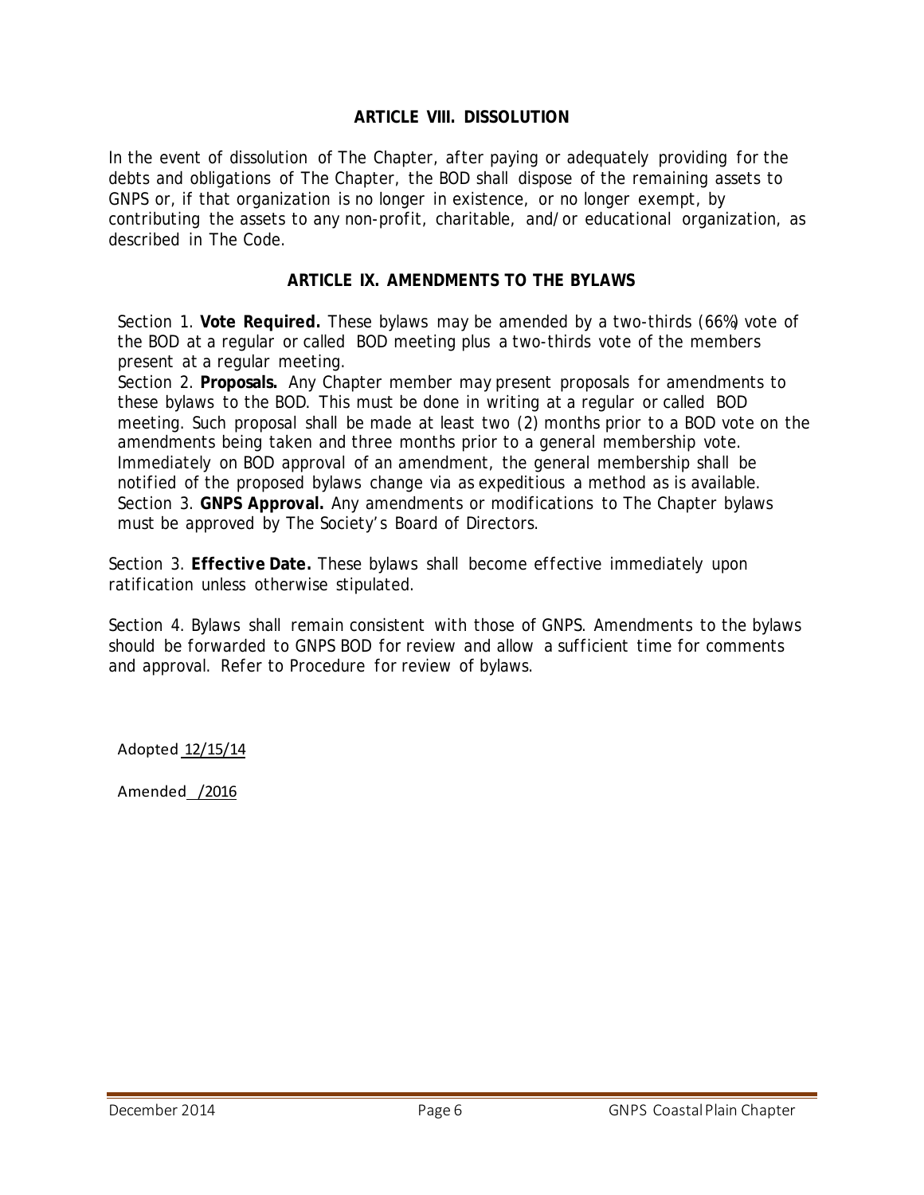## ARTICLE VIII. DISSOLUTION

In the event of dissolution of The Chapter, after paying or adequately providing for the debts and obligations of The Chapter, the BOD shall dispose of the remaining assets to GNPS or, if that organization is no longer in existence, or no longer exempt, by contributing the assets to any non-profit, charitable, and/or educational organization, as described in The Code.

## ARTICLE IX. AMENDMENTS TO THE BYLAWS

Section 1. **Vote Required.** These bylaws may be amended by a two-thirds (66%) vote of the BOD at a regular or called BOD meeting plus a two-thirds vote of the members present at a regular meeting.

Section 2. **Proposals.** Any Chapter member may present proposals for amendments to these bylaws to the BOD. This must be done in writing at a regular or called BOD meeting. Such proposal shall be made at least two (2) months prior to a BOD vote on the amendments being taken and three months prior to a general membership vote. Immediately on BOD approval of an amendment, the general membership shall be notified of the proposed bylaws change via as expeditious a method as is available.

Section 3. **GNPS Approval.** Any amendments or modifications to The Chapter bylaws must be approved by The Society's Board of Directors.

Section 3. **Effective Date.** These bylaws shall become effective immediately upon ratification unless otherwise stipulated.

Section 4. Bylaws shall remain consistent with those of GNPS. Amendments to the bylaws should be forwarded to GNPS BOD for review and allow a sufficient time for comments and approval. Refer to Procedure for review of bylaws.

Adopted 12/15/14

Amended /2016